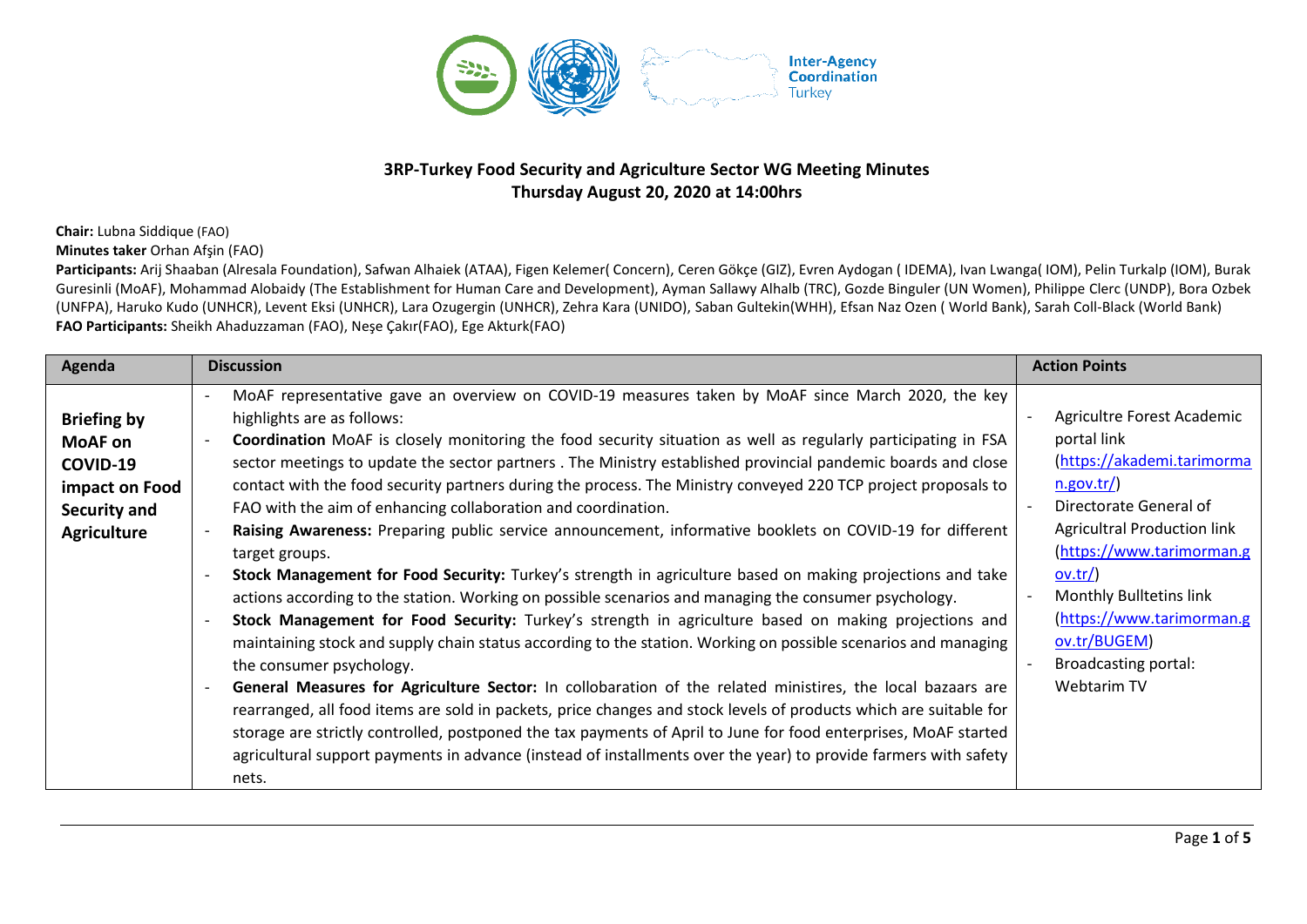**3RP-Turkey Food Security and Agriculture Sector WG Meeting Minutes**
**Thursday August 20, 2020 at 14:00hrs**

**Chair:** Lubna Siddique (FAO)
**Minutes taker** Orhan Afşin (FAO)
**Participants:** Arij Shaaban (Alresala Foundation), Safwan Alhaiek (ATAA), Figen Kelemer( Concern), Ceren Gökçe (GIZ), Evren Aydogan ( IDEMA), Ivan Lwanga( IOM), Pelin Turkalp (IOM), Burak Guresinli (MoAF), Mohammad Alobaidy (The Establishment for Human Care and Development), Ayman Sallawy Alhalb (TRC), Gozde Binguler (UN Women), Philippe Clerc (UNDP), Bora Ozbek (UNFPA), Haruko Kudo (UNHCR), Levent Eksi (UNHCR), Lara Ozugergin (UNHCR), Zehra Kara (UNIDO), Saban Gultekin(WHH), Efsan Naz Ozen ( World Bank), Sarah Coll-Black (World Bank)
**FAO Participants:** Sheikh Ahaduzzaman (FAO), Neşe Çakır(FAO), Ege Akturk(FAO)

| Agenda | Discussion | Action Points |
|---|---|---|
| **Briefing by MoAF on COVID-19 impact on Food Security and Agriculture** | - MoAF representative gave an overview on COVID-19 measures taken by MoAF since March 2020, the key highlights are as follows:<br>- **Coordination** MoAF is closely monitoring the food security situation as well as regularly participating in FSA sector meetings to update the sector partners . The Ministry established provincial pandemic boards and close contact with the food security partners during the process. The Ministry conveyed 220 TCP project proposals to FAO with the aim of enhancing collaboration and coordination.<br>- **Raising Awareness:** Preparing public service announcement, informative booklets on COVID-19 for different target groups.<br>- **Stock Management for Food Security:** Turkey's strength in agriculture based on making projections and take actions according to the station. Working on possible scenarios and managing the consumer psychology.<br>- **Stock Management for Food Security:** Turkey's strength in agriculture based on making projections and maintaining stock and supply chain status according to the station. Working on possible scenarios and managing the consumer psychology.<br>- **General Measures for Agriculture Sector:** In collobaration of the related ministires, the local bazaars are rearranged, all food items are sold in packets, price changes and stock levels of products which are suitable for storage are strictly controlled, postponed the tax payments of April to June for food enterprises, MoAF started agricultural support payments in advance (instead of installments over the year) to provide farmers with safety nets. | - Agricultre Forest Academic portal link (https://akademi.tarimorman.gov.tr/)<br>- Directorate General of Agricultral Production link (https://www.tarimorman.gov.tr/)<br>- Monthly Bulltetins link (https://www.tarimorman.gov.tr/BUGEM)<br>- Broadcasting portal: Webtarim TV |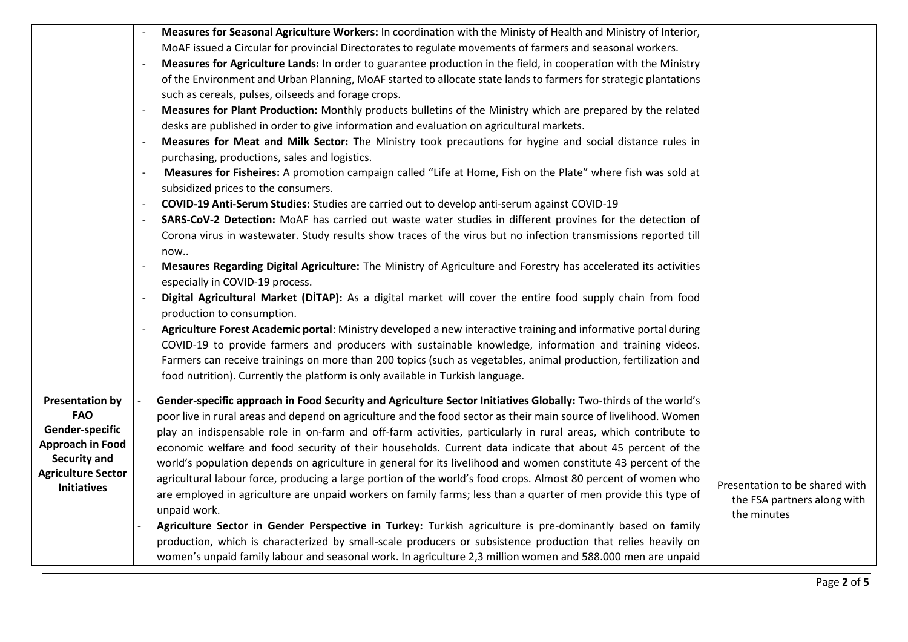| | | |
|---|---|---|
| | - **Measures for Seasonal Agriculture Workers:** In coordination with the Ministy of Health and Ministry of Interior, MoAF issued a Circular for provincial Directorates to regulate movements of farmers and seasonal workers.<br>- **Measures for Agriculture Lands:** In order to guarantee production in the field, in cooperation with the Ministry of the Environment and Urban Planning, MoAF started to allocate state lands to farmers for strategic plantations such as cereals, pulses, oilseeds and forage crops.<br>- **Measures for Plant Production:** Monthly products bulletins of the Ministry which are prepared by the related desks are published in order to give information and evaluation on agricultural markets.<br>- **Measures for Meat and Milk Sector:** The Ministry took precautions for hygine and social distance rules in purchasing, productions, sales and logistics.<br>- **Measures for Fisheires:** A promotion campaign called "Life at Home, Fish on the Plate" where fish was sold at subsidized prices to the consumers.<br>- **COVID-19 Anti-Serum Studies:** Studies are carried out to develop anti-serum against COVID-19<br>- **SARS-CoV-2 Detection:** MoAF has carried out waste water studies in different provines for the detection of Corona virus in wastewater. Study results show traces of the virus but no infection transmissions reported till now..<br>- **Mesaures Regarding Digital Agriculture:** The Ministry of Agriculture and Forestry has accelerated its activities especially in COVID-19 process.<br>- **Digital Agricultural Market (DİTAP):** As a digital market will cover the entire food supply chain from food production to consumption.<br>- **Agriculture Forest Academic portal**: Ministry developed a new interactive training and informative portal during COVID-19 to provide farmers and producers with sustainable knowledge, information and training videos. Farmers can receive trainings on more than 200 topics (such as vegetables, animal production, fertilization and food nutrition). Currently the platform is only available in Turkish language. | |
| **Presentation by FAO Gender-specific Approach in Food Security and Agriculture Sector Initiatives** | - **Gender-specific approach in Food Security and Agriculture Sector Initiatives Globally:** Two-thirds of the world's poor live in rural areas and depend on agriculture and the food sector as their main source of livelihood. Women play an indispensable role in on-farm and off-farm activities, particularly in rural areas, which contribute to economic welfare and food security of their households. Current data indicate that about 45 percent of the world's population depends on agriculture in general for its livelihood and women constitute 43 percent of the agricultural labour force, producing a large portion of the world's food crops. Almost 80 percent of women who are employed in agriculture are unpaid workers on family farms; less than a quarter of men provide this type of unpaid work.<br>- **Agriculture Sector in Gender Perspective in Turkey:** Turkish agriculture is pre-dominantly based on family production, which is characterized by small-scale producers or subsistence production that relies heavily on women's unpaid family labour and seasonal work. In agriculture 2,3 million women and 588.000 men are unpaid | Presentation to be shared with the FSA partners along with the minutes |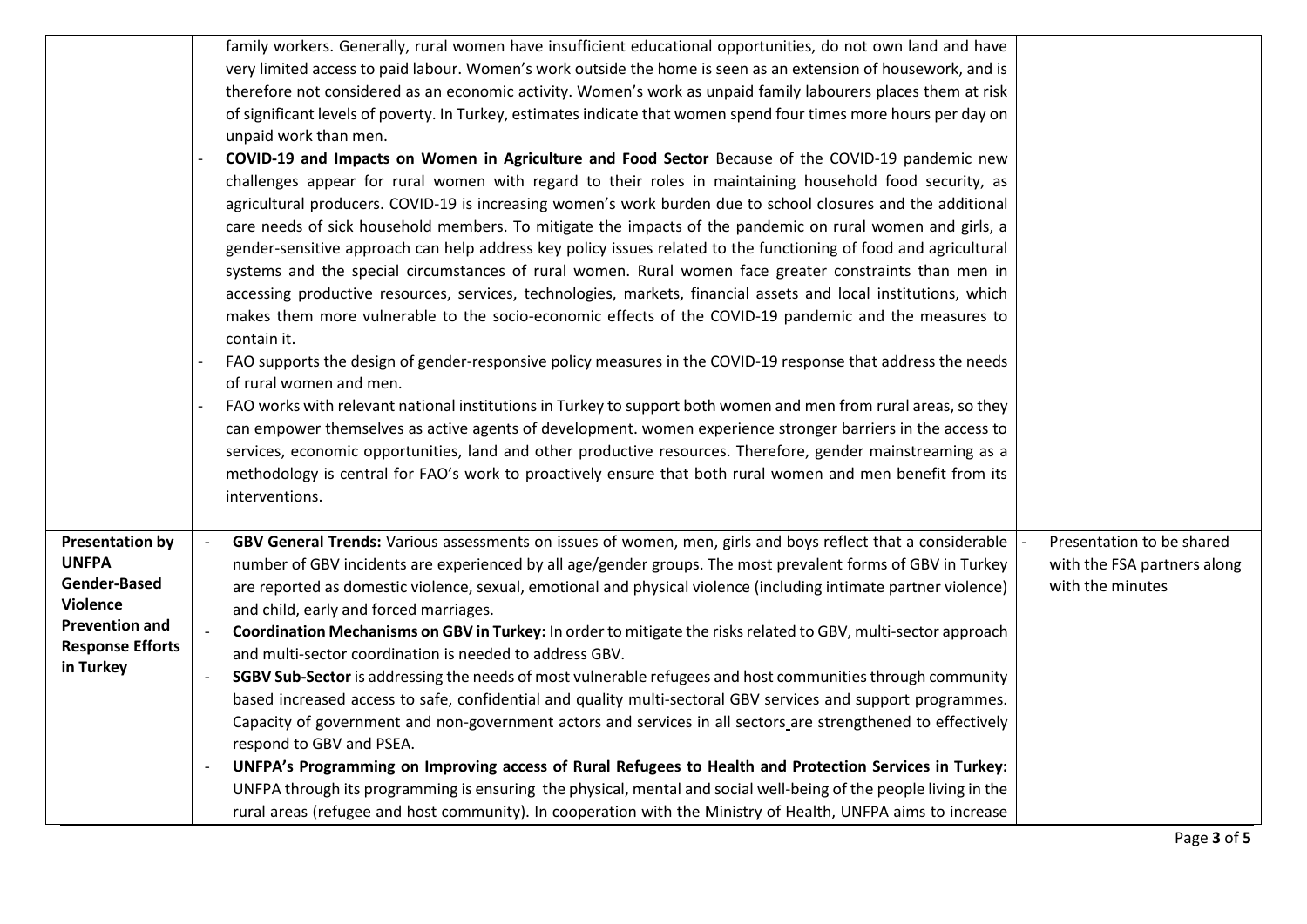| | | |
|---|---|---|
| | family workers. Generally, rural women have insufficient educational opportunities, do not own land and have very limited access to paid labour. Women's work outside the home is seen as an extension of housework, and is therefore not considered as an economic activity. Women's work as unpaid family labourers places them at risk of significant levels of poverty. In Turkey, estimates indicate that women spend four times more hours per day on unpaid work than men.<br>- **COVID-19 and Impacts on Women in Agriculture and Food Sector** Because of the COVID-19 pandemic new challenges appear for rural women with regard to their roles in maintaining household food security, as agricultural producers. COVID-19 is increasing women's work burden due to school closures and the additional care needs of sick household members. To mitigate the impacts of the pandemic on rural women and girls, a gender-sensitive approach can help address key policy issues related to the functioning of food and agricultural systems and the special circumstances of rural women. Rural women face greater constraints than men in accessing productive resources, services, technologies, markets, financial assets and local institutions, which makes them more vulnerable to the socio-economic effects of the COVID-19 pandemic and the measures to contain it.<br>- FAO supports the design of gender-responsive policy measures in the COVID-19 response that address the needs of rural women and men.<br>- FAO works with relevant national institutions in Turkey to support both women and men from rural areas, so they can empower themselves as active agents of development. women experience stronger barriers in the access to services, economic opportunities, land and other productive resources. Therefore, gender mainstreaming as a methodology is central for FAO's work to proactively ensure that both rural women and men benefit from its interventions. | |
| **Presentation by UNFPA Gender-Based Violence Prevention and Response Efforts in Turkey** | - **GBV General Trends:** Various assessments on issues of women, men, girls and boys reflect that a considerable number of GBV incidents are experienced by all age/gender groups. The most prevalent forms of GBV in Turkey are reported as domestic violence, sexual, emotional and physical violence (including intimate partner violence) and child, early and forced marriages.<br>- **Coordination Mechanisms on GBV in Turkey:** In order to mitigate the risks related to GBV, multi-sector approach and multi-sector coordination is needed to address GBV.<br>- **SGBV Sub-Sector** is addressing the needs of most vulnerable refugees and host communities through community based increased access to safe, confidential and quality multi-sectoral GBV services and support programmes. Capacity of government and non-government actors and services in all sectors are strengthened to effectively respond to GBV and PSEA.<br>- **UNFPA's Programming on Improving access of Rural Refugees to Health and Protection Services in Turkey:** UNFPA through its programming is ensuring the physical, mental and social well-being of the people living in the rural areas (refugee and host community). In cooperation with the Ministry of Health, UNFPA aims to increase | - Presentation to be shared with the FSA partners along with the minutes |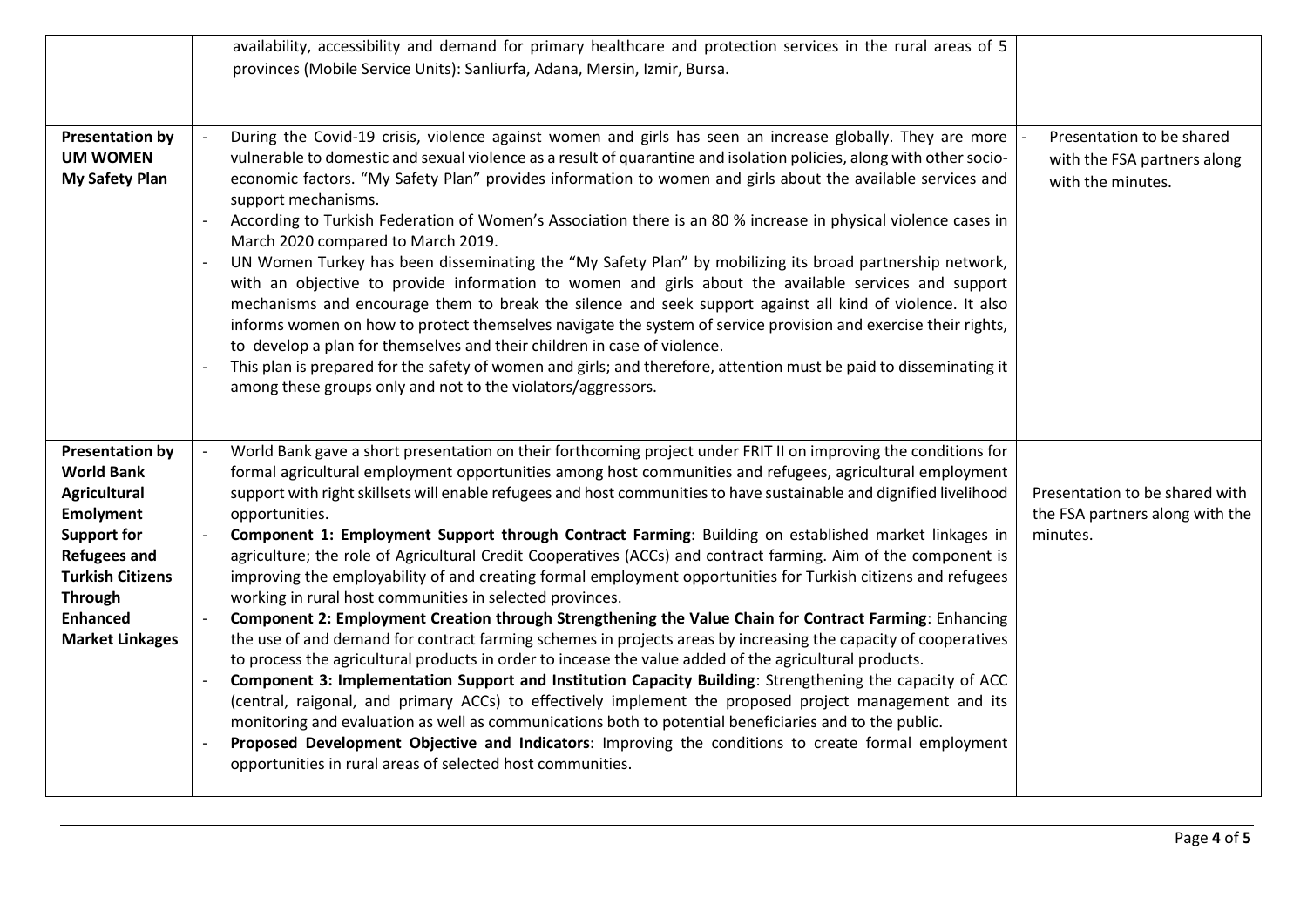| | | |
|---|---|---|
| | availability, accessibility and demand for primary healthcare and protection services in the rural areas of 5 provinces (Mobile Service Units): Sanliurfa, Adana, Mersin, Izmir, Bursa. | |
| **Presentation by UM WOMEN My Safety Plan** | - During the Covid-19 crisis, violence against women and girls has seen an increase globally. They are more vulnerable to domestic and sexual violence as a result of quarantine and isolation policies, along with other socio-economic factors. "My Safety Plan" provides information to women and girls about the available services and support mechanisms.<br>- According to Turkish Federation of Women's Association there is an 80 % increase in physical violence cases in March 2020 compared to March 2019.<br>- UN Women Turkey has been disseminating the "My Safety Plan" by mobilizing its broad partnership network, with an objective to provide information to women and girls about the available services and support mechanisms and encourage them to break the silence and seek support against all kind of violence. It also informs women on how to protect themselves navigate the system of service provision and exercise their rights, to develop a plan for themselves and their children in case of violence.<br>- This plan is prepared for the safety of women and girls; and therefore, attention must be paid to disseminating it among these groups only and not to the violators/aggressors. | - Presentation to be shared with the FSA partners along with the minutes. |
| **Presentation by World Bank Agricultural Emolyment Support for Refugees and Turkish Citizens Through Enhanced Market Linkages** | - World Bank gave a short presentation on their forthcoming project under FRIT II on improving the conditions for formal agricultural employment opportunities among host communities and refugees, agricultural employment support with right skillsets will enable refugees and host communities to have sustainable and dignified livelihood opportunities.<br>- **Component 1: Employment Support through Contract Farming**: Building on established market linkages in agriculture; the role of Agricultural Credit Cooperatives (ACCs) and contract farming. Aim of the component is improving the employability of and creating formal employment opportunities for Turkish citizens and refugees working in rural host communities in selected provinces.<br>- **Component 2: Employment Creation through Strengthening the Value Chain for Contract Farming**: Enhancing the use of and demand for contract farming schemes in projects areas by increasing the capacity of cooperatives to process the agricultural products in order to incease the value added of the agricultural products.<br>- **Component 3: Implementation Support and Institution Capacity Building**: Strengthening the capacity of ACC (central, raigonal, and primary ACCs) to effectively implement the proposed project management and its monitoring and evaluation as well as communications both to potential beneficiaries and to the public.<br>- **Proposed Development Objective and Indicators**: Improving the conditions to create formal employment opportunities in rural areas of selected host communities. | Presentation to be shared with the FSA partners along with the minutes. |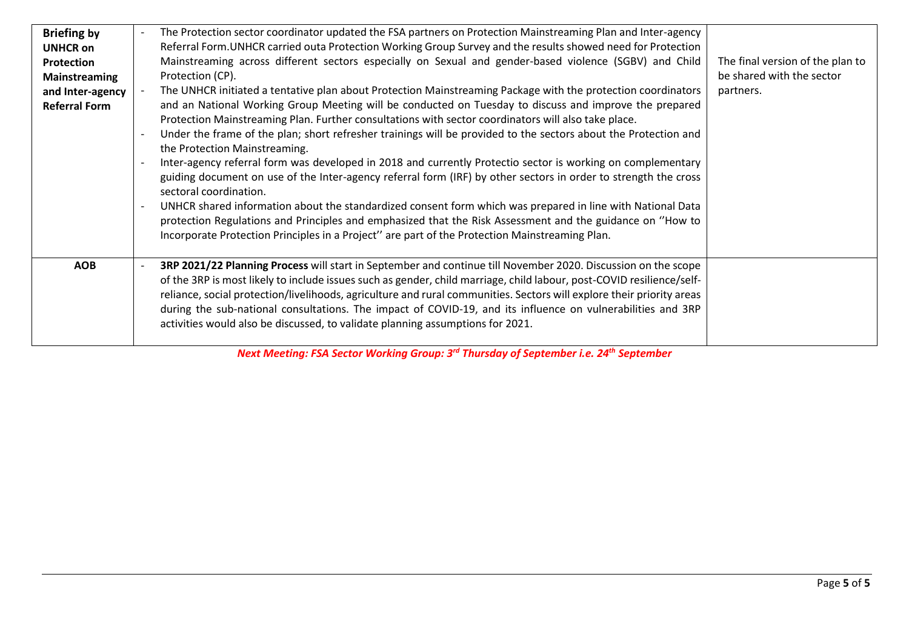| | | |
|---|---|---|
| **Briefing by UNHCR on Protection Mainstreaming and Inter-agency Referral Form** | - The Protection sector coordinator updated the FSA partners on Protection Mainstreaming Plan and Inter-agency Referral Form.UNHCR carried outa Protection Working Group Survey and the results showed need for Protection Mainstreaming across different sectors especially on Sexual and gender-based violence (SGBV) and Child Protection (CP).<br>- The UNHCR initiated a tentative plan about Protection Mainstreaming Package with the protection coordinators and an National Working Group Meeting will be conducted on Tuesday to discuss and improve the prepared Protection Mainstreaming Plan. Further consultations with sector coordinators will also take place.<br>- Under the frame of the plan; short refresher trainings will be provided to the sectors about the Protection and the Protection Mainstreaming.<br>- Inter-agency referral form was developed in 2018 and currently Protectio sector is working on complementary guiding document on use of the Inter-agency referral form (IRF) by other sectors in order to strength the cross sectoral coordination.<br>- UNHCR shared information about the standardized consent form which was prepared in line with National Data protection Regulations and Principles and emphasized that the Risk Assessment and the guidance on ''How to Incorporate Protection Principles in a Project'' are part of the Protection Mainstreaming Plan. | The final version of the plan to be shared with the sector partners. |
| **AOB** | - **3RP 2021/22 Planning Process** will start in September and continue till November 2020. Discussion on the scope of the 3RP is most likely to include issues such as gender, child marriage, child labour, post-COVID resilience/self-reliance, social protection/livelihoods, agriculture and rural communities. Sectors will explore their priority areas during the sub-national consultations. The impact of COVID-19, and its influence on vulnerabilities and 3RP activities would also be discussed, to validate planning assumptions for 2021. | |

***Next Meeting: FSA Sector Working Group: 3rd Thursday of September i.e. 24th September***